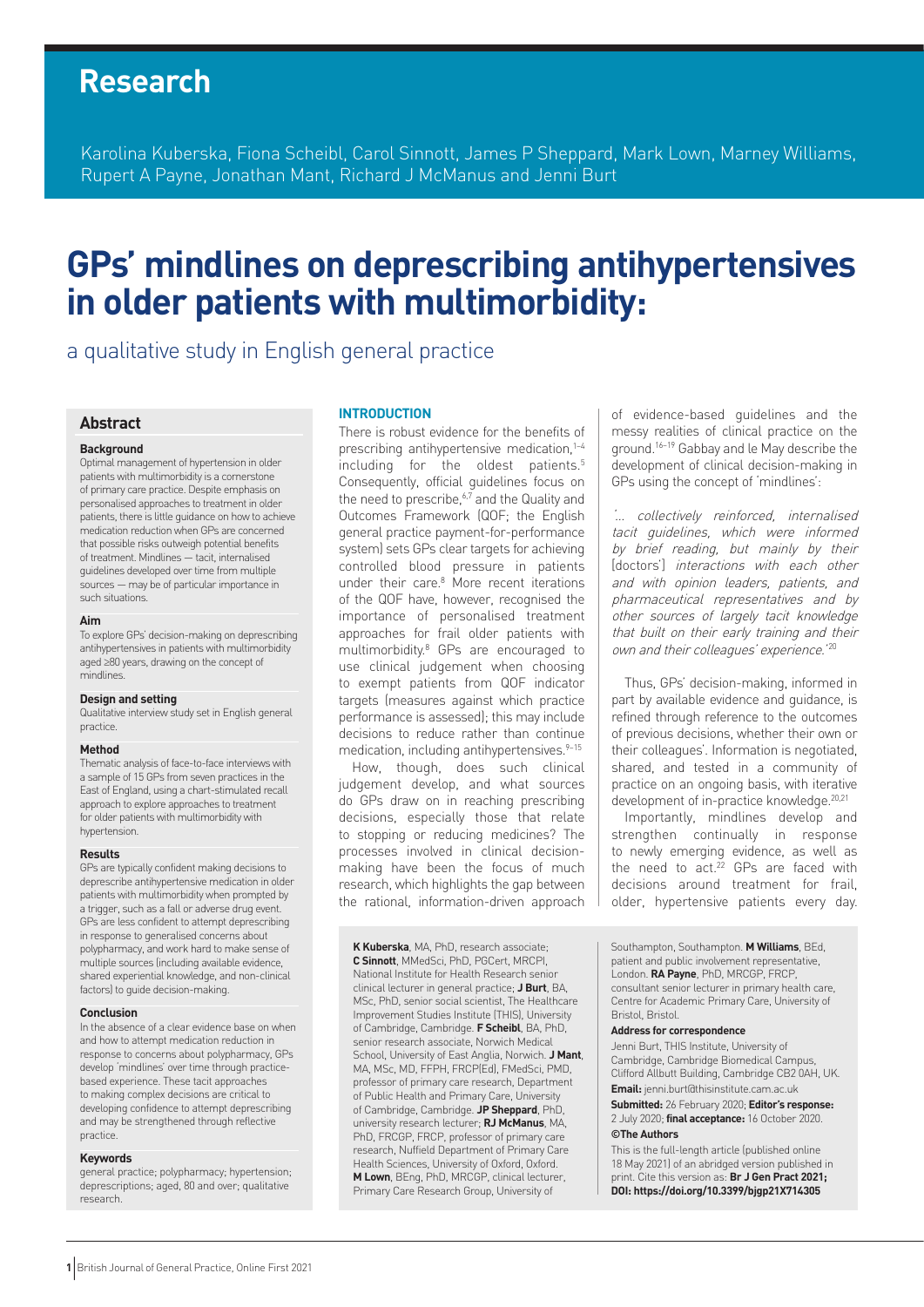# Research

Karolina Kuberska, Fiona Scheibl, Carol Sinnott, James P Sheppard, Mark Lown, Marney Williams, Rupert A Payne, Jonathan Mant, Richard J McManus and Jenni Burt

# GPs' mindlines on deprescribing antihypertensives in older patients with multimorbidity:

## a qualitative study in English general practice

## Abstract

### Background

Optimal management of hypertension in older patients with multimorbidity is a cornerstone of primary care practice. Despite emphasis on personalised approaches to treatment in older patients, there is little guidance on how to achieve medication reduction when GPs are concerned that possible risks outweigh potential benefits of treatment. Mindlines — tacit, internalised guidelines developed over time from multiple sources — may be of particular importance in such situations.

### Aim

To explore GPs' decision-making on deprescribing antihypertensives in patients with multimorbidity aged ≥80 years, drawing on the concept of mindlines.

### Design and setting

Qualitative interview study set in English general practice.

### Method

Thematic analysis of face-to-face interviews with a sample of 15 GPs from seven practices in the East of England, using a chart-stimulated recall approach to explore approaches to treatment for older patients with multimorbidity with hypertension.

### Results

GPs are typically confident making decisions to deprescribe antihypertensive medication in older patients with multimorbidity when prompted by a trigger, such as a fall or adverse drug event. GPs are less confident to attempt deprescribing in response to generalised concerns about polypharmacy, and work hard to make sense of multiple sources (including available evidence, shared experiential knowledge, and non-clinical factors) to guide decision-making.

### Conclusion

In the absence of a clear evidence base on when and how to attempt medication reduction in response to concerns about polypharmacy, GPs develop 'mindlines' over time through practice-based experience. These tacit approaches to making complex decisions are critical to developing confidence to attempt deprescribing and may be strengthened through reflective practice.

### Keywords

general practice; polypharmacy; hypertension; deprescriptions; aged, 80 and over; qualitative research.

## INTRODUCTION

There is robust evidence for the benefits of prescribing antihypertensive medication,[1–4] including for the oldest patients.[5] Consequently, official guidelines focus on the need to prescribe,[6,7] and the Quality and Outcomes Framework (QOF; the English general practice payment-for-performance system) sets GPs clear targets for achieving controlled blood pressure in patients under their care.[8] More recent iterations of the QOF have, however, recognised the importance of personalised treatment approaches for frail older patients with multimorbidity.[8] GPs are encouraged to use clinical judgement when choosing to exempt patients from QOF indicator targets (measures against which practice performance is assessed); this may include decisions to reduce rather than continue medication, including antihypertensives.[9–15]

How, though, does such clinical judgement develop, and what sources do GPs draw on in reaching prescribing decisions, especially those that relate to stopping or reducing medicines? The processes involved in clinical decision-making have been the focus of much research, which highlights the gap between the rational, information-driven approach of evidence-based guidelines and the messy realities of clinical practice on the ground.[16–19] Gabbay and le May describe the development of clinical decision-making in GPs using the concept of 'mindlines':

*'... collectively reinforced, internalised tacit guidelines, which were informed by brief reading, but mainly by their* [doctors'] *interactions with each other and with opinion leaders, patients, and pharmaceutical representatives and by other sources of largely tacit knowledge that built on their early training and their own and their colleagues' experience.'*[20]

Thus, GPs' decision-making, informed in part by available evidence and guidance, is refined through reference to the outcomes of previous decisions, whether their own or their colleagues'. Information is negotiated, shared, and tested in a community of practice on an ongoing basis, with iterative development of in-practice knowledge.[20,21]

Importantly, mindlines develop and strengthen continually in response to newly emerging evidence, as well as the need to act.[22] GPs are faced with decisions around treatment for frail, older, hypertensive patients every day.

**K Kuberska**, MA, PhD, research associate; **C Sinnott**, MMedSci, PhD, PGCert, MRCPI, National Institute for Health Research senior clinical lecturer in general practice; **J Burt**, BA, MSc, PhD, senior social scientist, The Healthcare Improvement Studies Institute (THIS), University of Cambridge, Cambridge. **F Scheibl**, BA, PhD, senior research associate, Norwich Medical School, University of East Anglia, Norwich. **J Mant**, MA, MSc, MD, FFPH, FRCP(Ed), FMedSci, PMD, professor of primary care research, Department of Public Health and Primary Care, University of Cambridge, Cambridge. **JP Sheppard**, PhD, university research lecturer; **RJ McManus**, MA, PhD, FRCGP, FRCP, professor of primary care research, Nuffield Department of Primary Care Health Sciences, University of Oxford, Oxford. **M Lown**, BEng, PhD, MRCGP, clinical lecturer, Primary Care Research Group, University of Southampton, Southampton. **M Williams**, BEd, patient and public involvement representative, London. **RA Payne**, PhD, MRCGP, FRCP, consultant senior lecturer in primary health care, Centre for Academic Primary Care, University of Bristol, Bristol.

**Address for correspondence**

Jenni Burt, THIS Institute, University of Cambridge, Cambridge Biomedical Campus, Clifford Allbutt Building, Cambridge CB2 0AH, UK.

**Email:** jenni.burt@thisinstitute.cam.ac.uk

**Submitted:** 26 February 2020; **Editor's response:** 2 July 2020; **final acceptance:** 16 October 2020.

**©The Authors**

This is the full-length article (published online 18 May 2021) of an abridged version published in print. Cite this version as: **Br J Gen Pract 2021; DOI: https://doi.org/10.3399/bjgp21X714305**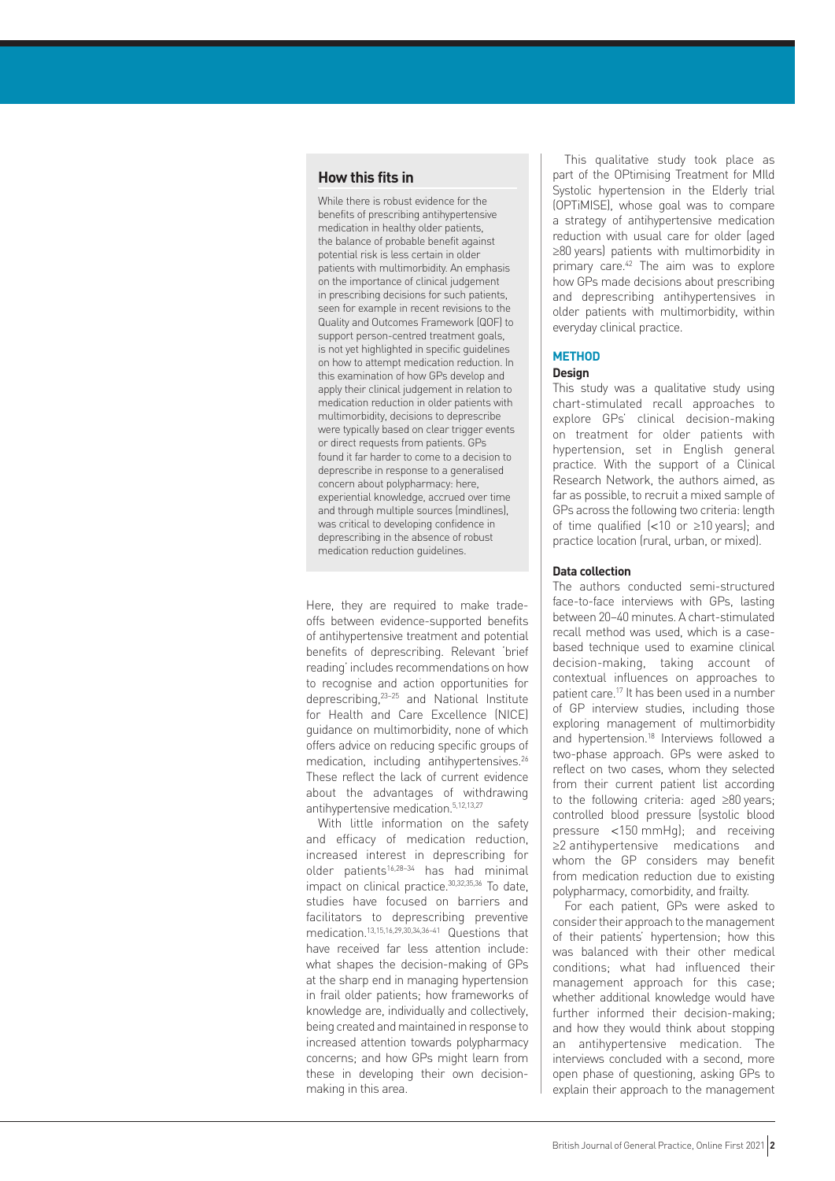## How this fits in

While there is robust evidence for the benefits of prescribing antihypertensive medication in healthy older patients, the balance of probable benefit against potential risk is less certain in older patients with multimorbidity. An emphasis on the importance of clinical judgement in prescribing decisions for such patients, seen for example in recent revisions to the Quality and Outcomes Framework (QOF) to support person-centred treatment goals, is not yet highlighted in specific guidelines on how to attempt medication reduction. In this examination of how GPs develop and apply their clinical judgement in relation to medication reduction in older patients with multimorbidity, decisions to deprescribe were typically based on clear trigger events or direct requests from patients. GPs found it far harder to come to a decision to deprescribe in response to a generalised concern about polypharmacy: here, experiential knowledge, accrued over time and through multiple sources (mindlines), was critical to developing confidence in deprescribing in the absence of robust medication reduction guidelines.

Here, they are required to make trade-offs between evidence-supported benefits of antihypertensive treatment and potential benefits of deprescribing. Relevant 'brief reading' includes recommendations on how to recognise and action opportunities for deprescribing,[23–25] and National Institute for Health and Care Excellence (NICE) guidance on multimorbidity, none of which offers advice on reducing specific groups of medication, including antihypertensives.[26] These reflect the lack of current evidence about the advantages of withdrawing antihypertensive medication.[5,12,13,27]

With little information on the safety and efficacy of medication reduction, increased interest in deprescribing for older patients[16,28–34] has had minimal impact on clinical practice.[30,32,35,36] To date, studies have focused on barriers and facilitators to deprescribing preventive medication.[13,15,16,29,30,34,36–41] Questions that have received far less attention include: what shapes the decision-making of GPs at the sharp end in managing hypertension in frail older patients; how frameworks of knowledge are, individually and collectively, being created and maintained in response to increased attention towards polypharmacy concerns; and how GPs might learn from these in developing their own decision-making in this area.

This qualitative study took place as part of the OPtimising Treatment for MIld Systolic hypertension in the Elderly trial (OPTiMISE), whose goal was to compare a strategy of antihypertensive medication reduction with usual care for older (aged ≥80 years) patients with multimorbidity in primary care.[42] The aim was to explore how GPs made decisions about prescribing and deprescribing antihypertensives in older patients with multimorbidity, within everyday clinical practice.

## METHOD

### Design

This study was a qualitative study using chart-stimulated recall approaches to explore GPs' clinical decision-making on treatment for older patients with hypertension, set in English general practice. With the support of a Clinical Research Network, the authors aimed, as far as possible, to recruit a mixed sample of GPs across the following two criteria: length of time qualified (<10 or ≥10 years); and practice location (rural, urban, or mixed).

### Data collection

The authors conducted semi-structured face-to-face interviews with GPs, lasting between 20–40 minutes. A chart-stimulated recall method was used, which is a case-based technique used to examine clinical decision-making, taking account of contextual influences on approaches to patient care.[17] It has been used in a number of GP interview studies, including those exploring management of multimorbidity and hypertension.[18] Interviews followed a two-phase approach. GPs were asked to reflect on two cases, whom they selected from their current patient list according to the following criteria: aged ≥80 years; controlled blood pressure (systolic blood pressure <150 mmHg); and receiving ≥2 antihypertensive medications and whom the GP considers may benefit from medication reduction due to existing polypharmacy, comorbidity, and frailty.

For each patient, GPs were asked to consider their approach to the management of their patients' hypertension; how this was balanced with their other medical conditions; what had influenced their management approach for this case; whether additional knowledge would have further informed their decision-making; and how they would think about stopping an antihypertensive medication. The interviews concluded with a second, more open phase of questioning, asking GPs to explain their approach to the management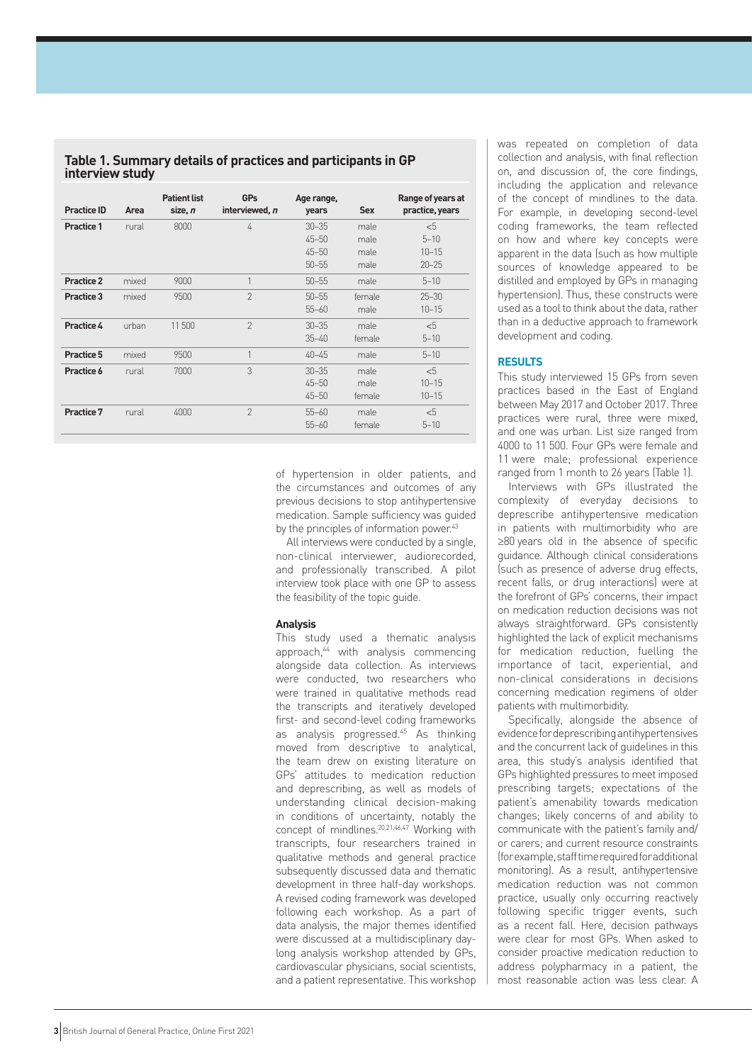**Table 1. Summary details of practices and participants in GP interview study**

| Practice ID | Area | Patient list size, *n* | GPs interviewed, *n* | Age range, years | Sex | Range of years at practice, years |
|---|---|---|---|---|---|---|
| **Practice 1** | rural | 8000 | 4 | 30–35 | male | <5 |
| | | | | 45–50 | male | 5–10 |
| | | | | 45–50 | male | 10–15 |
| | | | | 50–55 | male | 20–25 |
| **Practice 2** | mixed | 9000 | 1 | 50–55 | male | 5–10 |
| **Practice 3** | mixed | 9500 | 2 | 50–55 | female | 25–30 |
| | | | | 55–60 | male | 10–15 |
| **Practice 4** | urban | 11 500 | 2 | 30–35 | male | <5 |
| | | | | 35–40 | female | 5–10 |
| **Practice 5** | mixed | 9500 | 1 | 40–45 | male | 5–10 |
| **Practice 6** | rural | 7000 | 3 | 30–35 | male | <5 |
| | | | | 45–50 | male | 10–15 |
| | | | | 45–50 | female | 10–15 |
| **Practice 7** | rural | 4000 | 2 | 55–60 | male | <5 |
| | | | | 55–60 | female | 5–10 |

of hypertension in older patients, and the circumstances and outcomes of any previous decisions to stop antihypertensive medication. Sample sufficiency was guided by the principles of information power.[43]

All interviews were conducted by a single, non-clinical interviewer, audiorecorded, and professionally transcribed. A pilot interview took place with one GP to assess the feasibility of the topic guide.

### Analysis

This study used a thematic analysis approach,[44] with analysis commencing alongside data collection. As interviews were conducted, two researchers who were trained in qualitative methods read the transcripts and iteratively developed first- and second-level coding frameworks as analysis progressed.[45] As thinking moved from descriptive to analytical, the team drew on existing literature on GPs' attitudes to medication reduction and deprescribing, as well as models of understanding clinical decision-making in conditions of uncertainty, notably the concept of mindlines.[20,21,46,47] Working with transcripts, four researchers trained in qualitative methods and general practice subsequently discussed data and thematic development in three half-day workshops. A revised coding framework was developed following each workshop. As a part of data analysis, the major themes identified were discussed at a multidisciplinary day-long analysis workshop attended by GPs, cardiovascular physicians, social scientists, and a patient representative. This workshop was repeated on completion of data collection and analysis, with final reflection on, and discussion of, the core findings, including the application and relevance of the concept of mindlines to the data. For example, in developing second-level coding frameworks, the team reflected on how and where key concepts were apparent in the data (such as how multiple sources of knowledge appeared to be distilled and employed by GPs in managing hypertension). Thus, these constructs were used as a tool to think about the data, rather than in a deductive approach to framework development and coding.

## RESULTS

This study interviewed 15 GPs from seven practices based in the East of England between May 2017 and October 2017. Three practices were rural, three were mixed, and one was urban. List size ranged from 4000 to 11 500. Four GPs were female and 11 were male; professional experience ranged from 1 month to 26 years (Table 1).

Interviews with GPs illustrated the complexity of everyday decisions to deprescribe antihypertensive medication in patients with multimorbidity who are ≥80 years old in the absence of specific guidance. Although clinical considerations (such as presence of adverse drug effects, recent falls, or drug interactions) were at the forefront of GPs' concerns, their impact on medication reduction decisions was not always straightforward. GPs consistently highlighted the lack of explicit mechanisms for medication reduction, fuelling the importance of tacit, experiential, and non-clinical considerations in decisions concerning medication regimens of older patients with multimorbidity.

Specifically, alongside the absence of evidence for deprescribing antihypertensives and the concurrent lack of guidelines in this area, this study's analysis identified that GPs highlighted pressures to meet imposed prescribing targets; expectations of the patient's amenability towards medication changes; likely concerns of and ability to communicate with the patient's family and/or carers; and current resource constraints (for example, staff time required for additional monitoring). As a result, antihypertensive medication reduction was not common practice, usually only occurring reactively following specific trigger events, such as a recent fall. Here, decision pathways were clear for most GPs. When asked to consider proactive medication reduction to address polypharmacy in a patient, the most reasonable action was less clear. A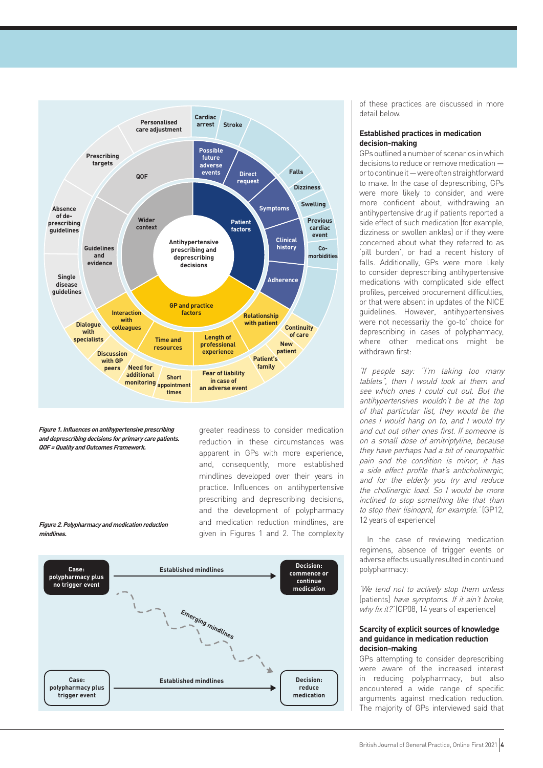*Figure 1. Influences on antihypertensive prescribing and deprescribing decisions for primary care patients. QOF = Quality and Outcomes Framework.*

*Figure 2. Polypharmacy and medication reduction mindlines.*

greater readiness to consider medication reduction in these circumstances was apparent in GPs with more experience, and, consequently, more established mindlines developed over their years in practice. Influences on antihypertensive prescribing and deprescribing decisions, and the development of polypharmacy and medication reduction mindlines, are given in Figures 1 and 2. The complexity of these practices are discussed in more detail below.

### Established practices in medication decision-making

GPs outlined a number of scenarios in which decisions to reduce or remove medication — or to continue it — were often straightforward to make. In the case of deprescribing, GPs were more likely to consider, and were more confident about, withdrawing an antihypertensive drug if patients reported a side effect of such medication (for example, dizziness or swollen ankles) or if they were concerned about what they referred to as 'pill burden', or had a recent history of falls. Additionally, GPs were more likely to consider deprescribing antihypertensive medications with complicated side effect profiles, perceived procurement difficulties, or that were absent in updates of the NICE guidelines. However, antihypertensives were not necessarily the 'go-to' choice for deprescribing in cases of polypharmacy, where other medications might be withdrawn first:

*'If people say: "I'm taking too many tablets", then I would look at them and see which ones I could cut out. But the antihypertensives wouldn't be at the top of that particular list, they would be the ones I would hang on to, and I would try and cut out other ones first. If someone is on a small dose of amitriptyline, because they have perhaps had a bit of neuropathic pain and the condition is minor, it has a side effect profile that's anticholinergic, and for the elderly you try and reduce the cholinergic load. So I would be more inclined to stop something like that than to stop their lisinopril, for example.'* (GP12, 12 years of experience)

In the case of reviewing medication regimens, absence of trigger events or adverse effects usually resulted in continued polypharmacy:

*'We tend not to actively stop them unless* [patients] *have symptoms. If it ain't broke, why fix it?'* (GP08, 14 years of experience)

### Scarcity of explicit sources of knowledge and guidance in medication reduction decision-making

GPs attempting to consider deprescribing were aware of the increased interest in reducing polypharmacy, but also encountered a wide range of specific arguments against medication reduction. The majority of GPs interviewed said that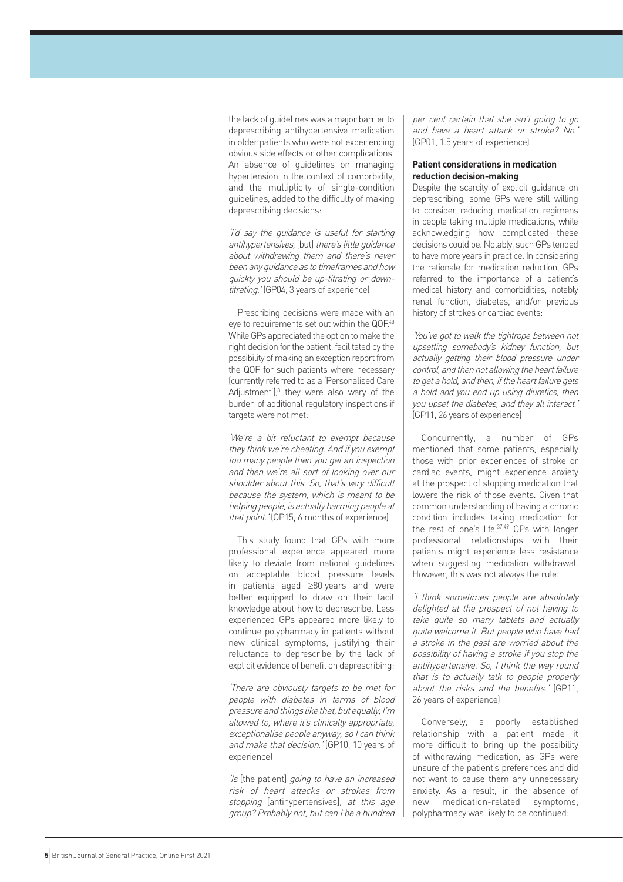the lack of guidelines was a major barrier to deprescribing antihypertensive medication in older patients who were not experiencing obvious side effects or other complications. An absence of guidelines on managing hypertension in the context of comorbidity, and the multiplicity of single-condition guidelines, added to the difficulty of making deprescribing decisions:

*'I'd say the guidance is useful for starting antihypertensives,* [but] *there's little guidance about withdrawing them and there's never been any guidance as to timeframes and how quickly you should be up-titrating or down-titrating.'* (GP04, 3 years of experience)

Prescribing decisions were made with an eye to requirements set out within the QOF.[48] While GPs appreciated the option to make the right decision for the patient, facilitated by the possibility of making an exception report from the QOF for such patients where necessary (currently referred to as a 'Personalised Care Adjustment'),[8] they were also wary of the burden of additional regulatory inspections if targets were not met:

*'We're a bit reluctant to exempt because they think we're cheating. And if you exempt too many people then you get an inspection and then we're all sort of looking over our shoulder about this. So, that's very difficult because the system, which is meant to be helping people, is actually harming people at that point.'* (GP15, 6 months of experience)

This study found that GPs with more professional experience appeared more likely to deviate from national guidelines on acceptable blood pressure levels in patients aged ≥80 years and were better equipped to draw on their tacit knowledge about how to deprescribe. Less experienced GPs appeared more likely to continue polypharmacy in patients without new clinical symptoms, justifying their reluctance to deprescribe by the lack of explicit evidence of benefit on deprescribing:

*'There are obviously targets to be met for people with diabetes in terms of blood pressure and things like that, but equally, I'm allowed to, where it's clinically appropriate, exceptionalise people anyway, so I can think and make that decision.'* (GP10, 10 years of experience)

*'Is* [the patient] *going to have an increased risk of heart attacks or strokes from stopping* [antihypertensives], *at this age group? Probably not, but can I be a hundred per cent certain that she isn't going to go and have a heart attack or stroke? No.'* (GP01, 1.5 years of experience)

**Patient considerations in medication reduction decision-making**

Despite the scarcity of explicit guidance on deprescribing, some GPs were still willing to consider reducing medication regimens in people taking multiple medications, while acknowledging how complicated these decisions could be. Notably, such GPs tended to have more years in practice. In considering the rationale for medication reduction, GPs referred to the importance of a patient's medical history and comorbidities, notably renal function, diabetes, and/or previous history of strokes or cardiac events:

*'You've got to walk the tightrope between not upsetting somebody's kidney function, but actually getting their blood pressure under control, and then not allowing the heart failure to get a hold, and then, if the heart failure gets a hold and you end up using diuretics, then you upset the diabetes, and they all interact.'* (GP11, 26 years of experience)

Concurrently, a number of GPs mentioned that some patients, especially those with prior experiences of stroke or cardiac events, might experience anxiety at the prospect of stopping medication that lowers the risk of those events. Given that common understanding of having a chronic condition includes taking medication for the rest of one's life,[37,49] GPs with longer professional relationships with their patients might experience less resistance when suggesting medication withdrawal. However, this was not always the rule:

*'I think sometimes people are absolutely delighted at the prospect of not having to take quite so many tablets and actually quite welcome it. But people who have had a stroke in the past are worried about the possibility of having a stroke if you stop the antihypertensive. So, I think the way round that is to actually talk to people properly about the risks and the benefits.'* (GP11, 26 years of experience)

Conversely, a poorly established relationship with a patient made it more difficult to bring up the possibility of withdrawing medication, as GPs were unsure of the patient's preferences and did not want to cause them any unnecessary anxiety. As a result, in the absence of new medication-related symptoms, polypharmacy was likely to be continued: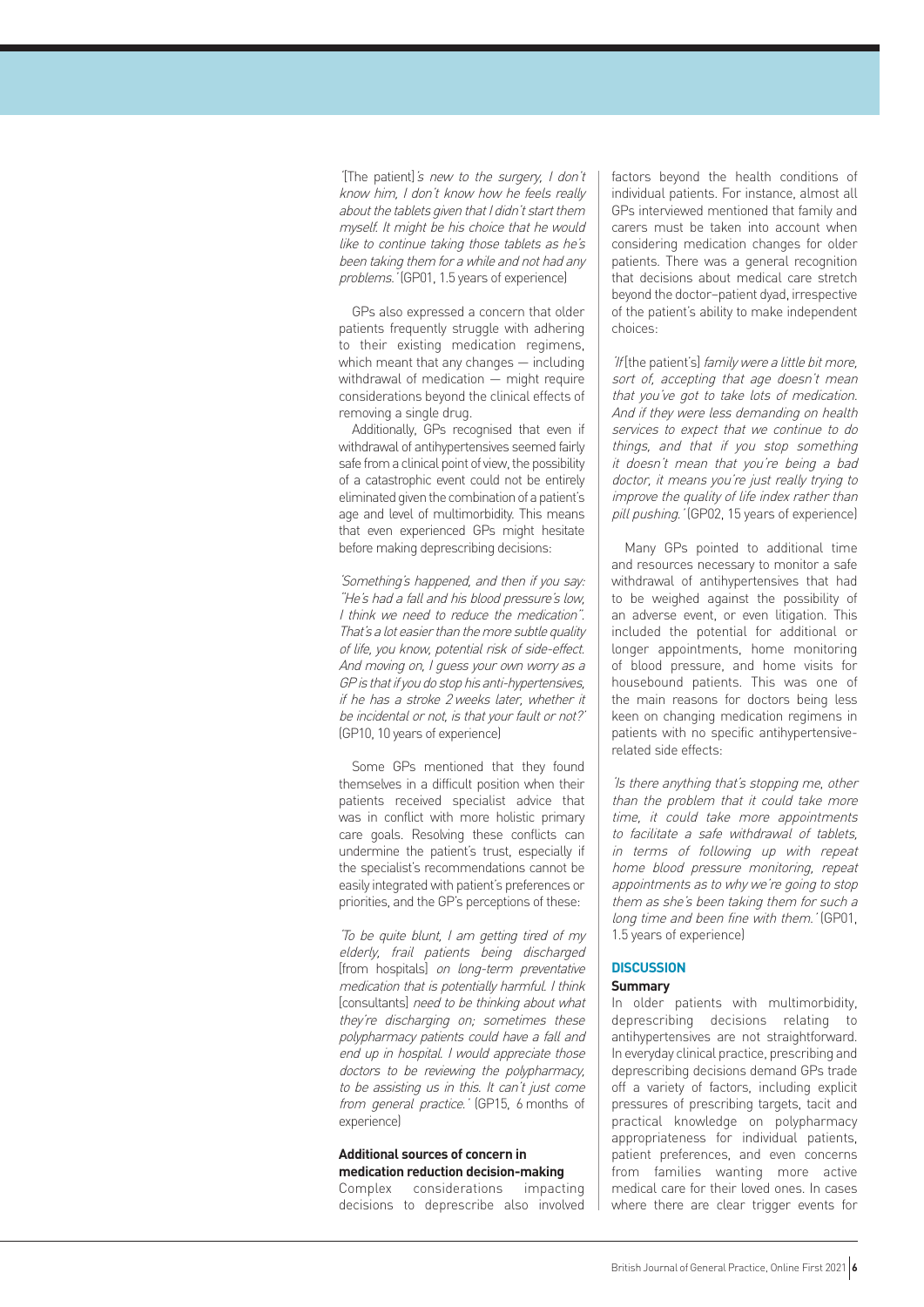'[The patient]*'s new to the surgery, I don't know him, I don't know how he feels really about the tablets given that I didn't start them myself. It might be his choice that he would like to continue taking those tablets as he's been taking them for a while and not had any problems.*' (GP01, 1.5 years of experience)

GPs also expressed a concern that older patients frequently struggle with adhering to their existing medication regimens, which meant that any changes — including withdrawal of medication — might require considerations beyond the clinical effects of removing a single drug.

Additionally, GPs recognised that even if withdrawal of antihypertensives seemed fairly safe from a clinical point of view, the possibility of a catastrophic event could not be entirely eliminated given the combination of a patient's age and level of multimorbidity. This means that even experienced GPs might hesitate before making deprescribing decisions:

'*Something's happened, and then if you say: "He's had a fall and his blood pressure's low, I think we need to reduce the medication". That's a lot easier than the more subtle quality of life, you know, potential risk of side-effect. And moving on, I guess your own worry as a GP is that if you do stop his anti-hypertensives, if he has a stroke 2 weeks later, whether it be incidental or not, is that your fault or not?*' (GP10, 10 years of experience)

Some GPs mentioned that they found themselves in a difficult position when their patients received specialist advice that was in conflict with more holistic primary care goals. Resolving these conflicts can undermine the patient's trust, especially if the specialist's recommendations cannot be easily integrated with patient's preferences or priorities, and the GP's perceptions of these:

'*To be quite blunt, I am getting tired of my elderly, frail patients being discharged* [from hospitals] *on long-term preventative medication that is potentially harmful. I think* [consultants] *need to be thinking about what they're discharging on; sometimes these polypharmacy patients could have a fall and end up in hospital. I would appreciate those doctors to be reviewing the polypharmacy, to be assisting us in this. It can't just come from general practice.*' (GP15, 6 months of experience)

**Additional sources of concern in medication reduction decision-making**

Complex considerations impacting decisions to deprescribe also involved factors beyond the health conditions of individual patients. For instance, almost all GPs interviewed mentioned that family and carers must be taken into account when considering medication changes for older patients. There was a general recognition that decisions about medical care stretch beyond the doctor–patient dyad, irrespective of the patient's ability to make independent choices:

'*If* [the patient's] *family were a little bit more, sort of, accepting that age doesn't mean that you've got to take lots of medication. And if they were less demanding on health services to expect that we continue to do things, and that if you stop something it doesn't mean that you're being a bad doctor, it means you're just really trying to improve the quality of life index rather than pill pushing.*' (GP02, 15 years of experience)

Many GPs pointed to additional time and resources necessary to monitor a safe withdrawal of antihypertensives that had to be weighed against the possibility of an adverse event, or even litigation. This included the potential for additional or longer appointments, home monitoring of blood pressure, and home visits for housebound patients. This was one of the main reasons for doctors being less keen on changing medication regimens in patients with no specific antihypertensive-related side effects:

'*Is there anything that's stopping me, other than the problem that it could take more time, it could take more appointments to facilitate a safe withdrawal of tablets, in terms of following up with repeat home blood pressure monitoring, repeat appointments as to why we're going to stop them as she's been taking them for such a long time and been fine with them.*' (GP01, 1.5 years of experience)

## DISCUSSION

### Summary

In older patients with multimorbidity, deprescribing decisions relating to antihypertensives are not straightforward. In everyday clinical practice, prescribing and deprescribing decisions demand GPs trade off a variety of factors, including explicit pressures of prescribing targets, tacit and practical knowledge on polypharmacy appropriateness for individual patients, patient preferences, and even concerns from families wanting more active medical care for their loved ones. In cases where there are clear trigger events for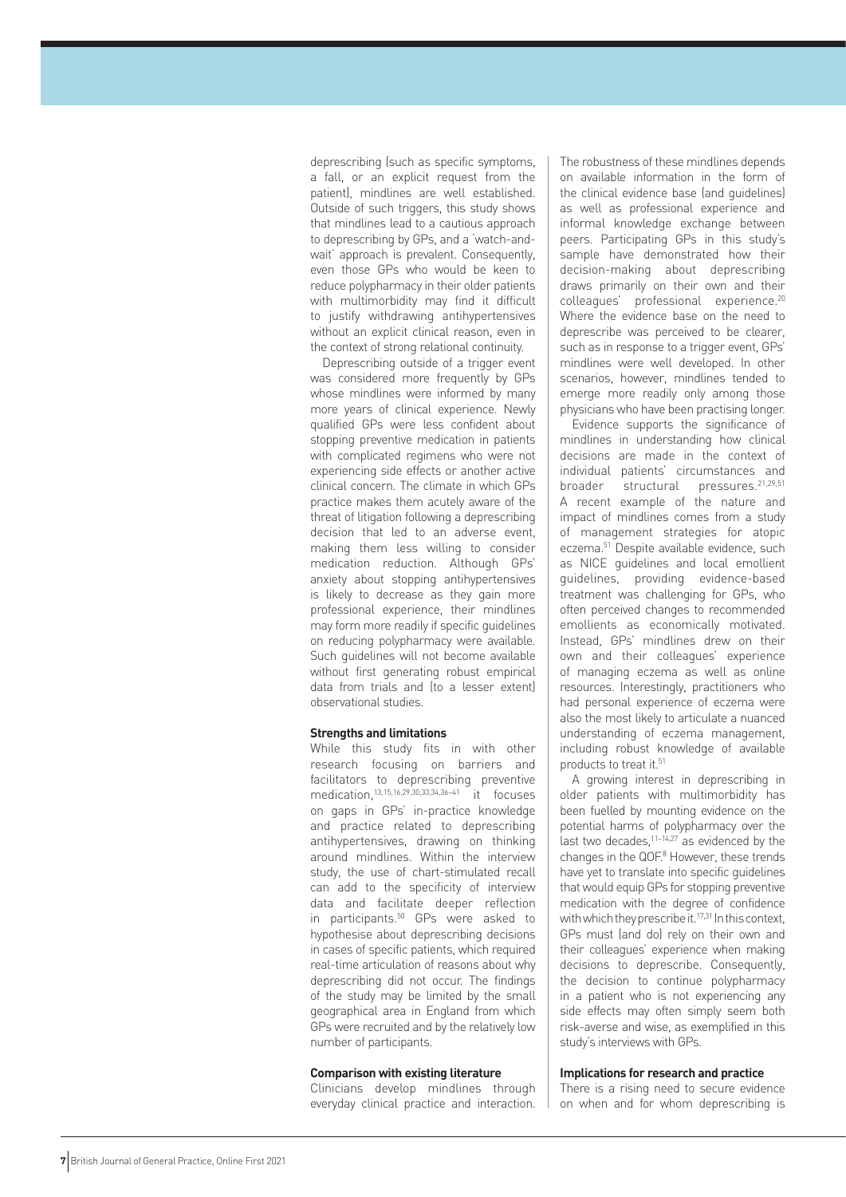deprescribing (such as specific symptoms, a fall, or an explicit request from the patient), mindlines are well established. Outside of such triggers, this study shows that mindlines lead to a cautious approach to deprescribing by GPs, and a 'watch-and-wait' approach is prevalent. Consequently, even those GPs who would be keen to reduce polypharmacy in their older patients with multimorbidity may find it difficult to justify withdrawing antihypertensives without an explicit clinical reason, even in the context of strong relational continuity.

Deprescribing outside of a trigger event was considered more frequently by GPs whose mindlines were informed by many more years of clinical experience. Newly qualified GPs were less confident about stopping preventive medication in patients with complicated regimens who were not experiencing side effects or another active clinical concern. The climate in which GPs practice makes them acutely aware of the threat of litigation following a deprescribing decision that led to an adverse event, making them less willing to consider medication reduction. Although GPs' anxiety about stopping antihypertensives is likely to decrease as they gain more professional experience, their mindlines may form more readily if specific guidelines on reducing polypharmacy were available. Such guidelines will not become available without first generating robust empirical data from trials and (to a lesser extent) observational studies.

### Strengths and limitations

While this study fits in with other research focusing on barriers and facilitators to deprescribing preventive medication,[13,15,16,29,30,33,34,36–41] it focuses on gaps in GPs' in-practice knowledge and practice related to deprescribing antihypertensives, drawing on thinking around mindlines. Within the interview study, the use of chart-stimulated recall can add to the specificity of interview data and facilitate deeper reflection in participants.[50] GPs were asked to hypothesise about deprescribing decisions in cases of specific patients, which required real-time articulation of reasons about why deprescribing did not occur. The findings of the study may be limited by the small geographical area in England from which GPs were recruited and by the relatively low number of participants.

### Comparison with existing literature

Clinicians develop mindlines through everyday clinical practice and interaction. The robustness of these mindlines depends on available information in the form of the clinical evidence base (and guidelines) as well as professional experience and informal knowledge exchange between peers. Participating GPs in this study's sample have demonstrated how their decision-making about deprescribing draws primarily on their own and their colleagues' professional experience.[20] Where the evidence base on the need to deprescribe was perceived to be clearer, such as in response to a trigger event, GPs' mindlines were well developed. In other scenarios, however, mindlines tended to emerge more readily only among those physicians who have been practising longer.

Evidence supports the significance of mindlines in understanding how clinical decisions are made in the context of individual patients' circumstances and broader structural pressures.[21,29,51] A recent example of the nature and impact of mindlines comes from a study of management strategies for atopic eczema.[51] Despite available evidence, such as NICE guidelines and local emollient guidelines, providing evidence-based treatment was challenging for GPs, who often perceived changes to recommended emollients as economically motivated. Instead, GPs' mindlines drew on their own and their colleagues' experience of managing eczema as well as online resources. Interestingly, practitioners who had personal experience of eczema were also the most likely to articulate a nuanced understanding of eczema management, including robust knowledge of available products to treat it.[51]

A growing interest in deprescribing in older patients with multimorbidity has been fuelled by mounting evidence on the potential harms of polypharmacy over the last two decades,[11–14,27] as evidenced by the changes in the QOF.[8] However, these trends have yet to translate into specific guidelines that would equip GPs for stopping preventive medication with the degree of confidence with which they prescribe it.[17,31] In this context, GPs must (and do) rely on their own and their colleagues' experience when making decisions to deprescribe. Consequently, the decision to continue polypharmacy in a patient who is not experiencing any side effects may often simply seem both risk-averse and wise, as exemplified in this study's interviews with GPs.

### Implications for research and practice

There is a rising need to secure evidence on when and for whom deprescribing is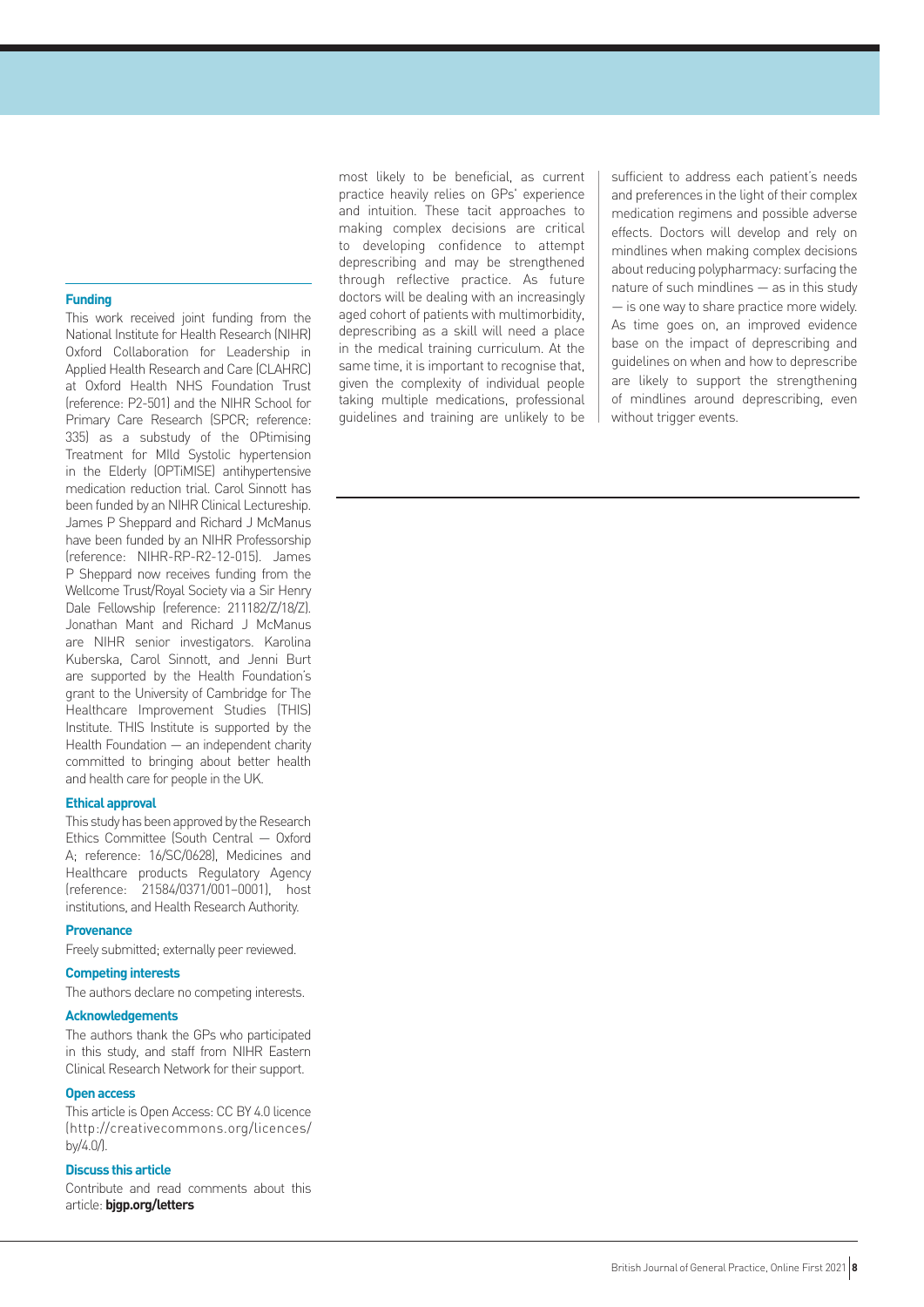most likely to be beneficial, as current practice heavily relies on GPs' experience and intuition. These tacit approaches to making complex decisions are critical to developing confidence to attempt deprescribing and may be strengthened through reflective practice. As future doctors will be dealing with an increasingly aged cohort of patients with multimorbidity, deprescribing as a skill will need a place in the medical training curriculum. At the same time, it is important to recognise that, given the complexity of individual people taking multiple medications, professional guidelines and training are unlikely to be sufficient to address each patient's needs and preferences in the light of their complex medication regimens and possible adverse effects. Doctors will develop and rely on mindlines when making complex decisions about reducing polypharmacy: surfacing the nature of such mindlines — as in this study — is one way to share practice more widely. As time goes on, an improved evidence base on the impact of deprescribing and guidelines on when and how to deprescribe are likely to support the strengthening of mindlines around deprescribing, even without trigger events.

#### Funding

This work received joint funding from the National Institute for Health Research (NIHR) Oxford Collaboration for Leadership in Applied Health Research and Care (CLAHRC) at Oxford Health NHS Foundation Trust (reference: P2-501) and the NIHR School for Primary Care Research (SPCR; reference: 335) as a substudy of the OPtimising Treatment for MIld Systolic hypertension in the Elderly (OPTiMISE) antihypertensive medication reduction trial. Carol Sinnott has been funded by an NIHR Clinical Lectureship. James P Sheppard and Richard J McManus have been funded by an NIHR Professorship (reference: NIHR-RP-R2-12-015). James P Sheppard now receives funding from the Wellcome Trust/Royal Society via a Sir Henry Dale Fellowship (reference: 211182/Z/18/Z). Jonathan Mant and Richard J McManus are NIHR senior investigators. Karolina Kuberska, Carol Sinnott, and Jenni Burt are supported by the Health Foundation's grant to the University of Cambridge for The Healthcare Improvement Studies (THIS) Institute. THIS Institute is supported by the Health Foundation — an independent charity committed to bringing about better health and health care for people in the UK.

#### Ethical approval

This study has been approved by the Research Ethics Committee (South Central — Oxford A; reference: 16/SC/0628), Medicines and Healthcare products Regulatory Agency (reference: 21584/0371/001–0001), host institutions, and Health Research Authority.

#### Provenance

Freely submitted; externally peer reviewed.

#### Competing interests

The authors declare no competing interests.

#### Acknowledgements

The authors thank the GPs who participated in this study, and staff from NIHR Eastern Clinical Research Network for their support.

#### Open access

This article is Open Access: CC BY 4.0 licence (http://creativecommons.org/licences/by/4.0/).

#### Discuss this article

Contribute and read comments about this article: **bjgp.org/letters**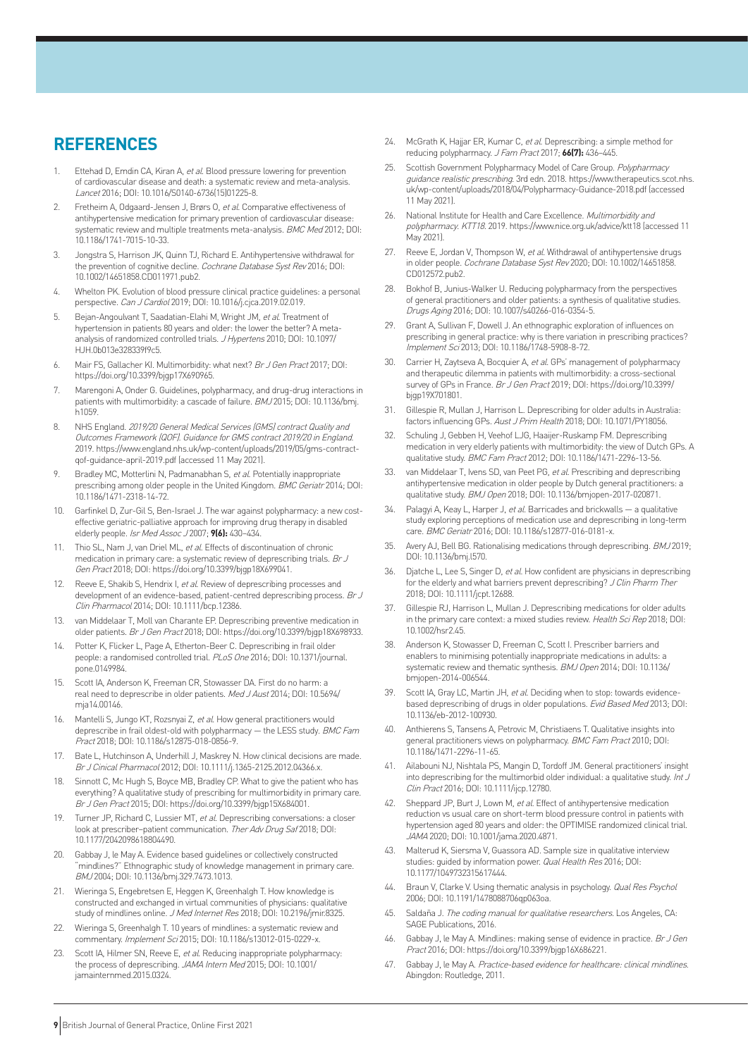## REFERENCES

1. Ettehad D, Emdin CA, Kiran A, *et al.* Blood pressure lowering for prevention of cardiovascular disease and death: a systematic review and meta-analysis. *Lancet* 2016; DOI: 10.1016/S0140-6736(15)01225-8.
2. Fretheim A, Odgaard-Jensen J, Brørs O, *et al.* Comparative effectiveness of antihypertensive medication for primary prevention of cardiovascular disease: systematic review and multiple treatments meta-analysis. *BMC Med* 2012; DOI: 10.1186/1741-7015-10-33.
3. Jongstra S, Harrison JK, Quinn TJ, Richard E. Antihypertensive withdrawal for the prevention of cognitive decline. *Cochrane Database Syst Rev* 2016; DOI: 10.1002/14651858.CD011971.pub2.
4. Whelton PK. Evolution of blood pressure clinical practice guidelines: a personal perspective. *Can J Cardiol* 2019; DOI: 10.1016/j.cjca.2019.02.019.
5. Bejan-Angoulvant T, Saadatian-Elahi M, Wright JM, *et al.* Treatment of hypertension in patients 80 years and older: the lower the better? A meta-analysis of randomized controlled trials. *J Hypertens* 2010; DOI: 10.1097/HJH.0b013e328339f9c5.
6. Mair FS, Gallacher KI. Multimorbidity: what next? *Br J Gen Pract* 2017; DOI: https://doi.org/10.3399/bjgp17X690965.
7. Marengoni A, Onder G. Guidelines, polypharmacy, and drug-drug interactions in patients with multimorbidity: a cascade of failure. *BMJ* 2015; DOI: 10.1136/bmj.h1059.
8. NHS England. *2019/20 General Medical Services (GMS) contract Quality and Outcomes Framework (QOF). Guidance for GMS contract 2019/20 in England.* 2019. https://www.england.nhs.uk/wp-content/uploads/2019/05/gms-contract-qof-guidance-april-2019.pdf (accessed 11 May 2021).
9. Bradley MC, Motterlini N, Padmanabhan S, *et al.* Potentially inappropriate prescribing among older people in the United Kingdom. *BMC Geriatr* 2014; DOI: 10.1186/1471-2318-14-72.
10. Garfinkel D, Zur-Gil S, Ben-Israel J. The war against polypharmacy: a new cost-effective geriatric-palliative approach for improving drug therapy in disabled elderly people. *Isr Med Assoc J* 2007; **9(6):** 430–434.
11. Thio SL, Nam J, van Driel ML, *et al.* Effects of discontinuation of chronic medication in primary care: a systematic review of deprescribing trials. *Br J Gen Pract* 2018; DOI: https://doi.org/10.3399/bjgp18X699041.
12. Reeve E, Shakib S, Hendrix I, *et al.* Review of deprescribing processes and development of an evidence-based, patient-centred deprescribing process. *Br J Clin Pharmacol* 2014; DOI: 10.1111/bcp.12386.
13. van Middelaar T, Moll van Charante EP. Deprescribing preventive medication in older patients. *Br J Gen Pract* 2018; DOI: https://doi.org/10.3399/bjgp18X698933.
14. Potter K, Flicker L, Page A, Etherton-Beer C. Deprescribing in frail older people: a randomised controlled trial. *PLoS One* 2016; DOI: 10.1371/journal.pone.0149984.
15. Scott IA, Anderson K, Freeman CR, Stowasser DA. First do no harm: a real need to deprescribe in older patients. *Med J Aust* 2014; DOI: 10.5694/mja14.00146.
16. Mantelli S, Jungo KT, Rozsnyai Z, *et al.* How general practitioners would deprescribe in frail oldest-old with polypharmacy — the LESS study. *BMC Fam Pract* 2018; DOI: 10.1186/s12875-018-0856-9.
17. Bate L, Hutchinson A, Underhill J, Maskrey N. How clinical decisions are made. *Br J Cinical Pharmacol* 2012; DOI: 10.1111/j.1365-2125.2012.04366.x.
18. Sinnott C, Mc Hugh S, Boyce MB, Bradley CP. What to give the patient who has everything? A qualitative study of prescribing for multimorbidity in primary care. *Br J Gen Pract* 2015; DOI: https://doi.org/10.3399/bjgp15X684001.
19. Turner JP, Richard C, Lussier MT, *et al.* Deprescribing conversations: a closer look at prescriber–patient communication. *Ther Adv Drug Saf* 2018; DOI: 10.1177/2042098618804490.
20. Gabbay J, le May A. Evidence based guidelines or collectively constructed "mindlines?" Ethnographic study of knowledge management in primary care. *BMJ* 2004; DOI: 10.1136/bmj.329.7473.1013.
21. Wieringa S, Engebretsen E, Heggen K, Greenhalgh T. How knowledge is constructed and exchanged in virtual communities of physicians: qualitative study of mindlines online. *J Med Internet Res* 2018; DOI: 10.2196/jmir.8325.
22. Wieringa S, Greenhalgh T. 10 years of mindlines: a systematic review and commentary. *Implement Sci* 2015; DOI: 10.1186/s13012-015-0229-x.
23. Scott IA, Hilmer SN, Reeve E, *et al.* Reducing inappropriate polypharmacy: the process of deprescribing. *JAMA Intern Med* 2015; DOI: 10.1001/jamainternmed.2015.0324.
24. McGrath K, Hajjar ER, Kumar C, *et al.* Deprescribing: a simple method for reducing polypharmacy. *J Fam Pract* 2017; **66(7):** 436–445.
25. Scottish Government Polypharmacy Model of Care Group. *Polypharmacy guidance realistic prescribing.* 3rd edn. 2018. https://www.therapeutics.scot.nhs.uk/wp-content/uploads/2018/04/Polypharmacy-Guidance-2018.pdf (accessed 11 May 2021).
26. National Institute for Health and Care Excellence. *Multimorbidity and polypharmacy. KTT18.* 2019. https://www.nice.org.uk/advice/ktt18 (accessed 11 May 2021).
27. Reeve E, Jordan V, Thompson W, *et al.* Withdrawal of antihypertensive drugs in older people. *Cochrane Database Syst Rev* 2020; DOI: 10.1002/14651858.CD012572.pub2.
28. Bokhof B, Junius-Walker U. Reducing polypharmacy from the perspectives of general practitioners and older patients: a synthesis of qualitative studies. *Drugs Aging* 2016; DOI: 10.1007/s40266-016-0354-5.
29. Grant A, Sullivan F, Dowell J. An ethnographic exploration of influences on prescribing in general practice: why is there variation in prescribing practices? *Implement Sci* 2013; DOI: 10.1186/1748-5908-8-72.
30. Carrier H, Zaytseva A, Bocquier A, *et al.* GPs' management of polypharmacy and therapeutic dilemma in patients with multimorbidity: a cross-sectional survey of GPs in France. *Br J Gen Pract* 2019; DOI: https://doi.org/10.3399/bjgp19X701801.
31. Gillespie R, Mullan J, Harrison L. Deprescribing for older adults in Australia: factors influencing GPs. *Aust J Prim Health* 2018; DOI: 10.1071/PY18056.
32. Schuling J, Gebben H, Veehof LJG, Haaijer-Ruskamp FM. Deprescribing medication in very elderly patients with multimorbidity: the view of Dutch GPs. A qualitative study. *BMC Fam Pract* 2012; DOI: 10.1186/1471-2296-13-56.
33. van Middelaar T, Ivens SD, van Peet PG, *et al.* Prescribing and deprescribing antihypertensive medication in older people by Dutch general practitioners: a qualitative study. *BMJ Open* 2018; DOI: 10.1136/bmjopen-2017-020871.
34. Palagyi A, Keay L, Harper J, *et al.* Barricades and brickwalls — a qualitative study exploring perceptions of medication use and deprescribing in long-term care. *BMC Geriatr* 2016; DOI: 10.1186/s12877-016-0181-x.
35. Avery AJ, Bell BG. Rationalising medications through deprescribing. *BMJ* 2019; DOI: 10.1136/bmj.l570.
36. Djatche L, Lee S, Singer D, *et al.* How confident are physicians in deprescribing for the elderly and what barriers prevent deprescribing? *J Clin Pharm Ther* 2018; DOI: 10.1111/jcpt.12688.
37. Gillespie RJ, Harrison L, Mullan J. Deprescribing medications for older adults in the primary care context: a mixed studies review. *Health Sci Rep* 2018; DOI: 10.1002/hsr2.45.
38. Anderson K, Stowasser D, Freeman C, Scott I. Prescriber barriers and enablers to minimising potentially inappropriate medications in adults: a systematic review and thematic synthesis. *BMJ Open* 2014; DOI: 10.1136/bmjopen-2014-006544.
39. Scott IA, Gray LC, Martin JH, *et al.* Deciding when to stop: towards evidence-based deprescribing of drugs in older populations. *Evid Based Med* 2013; DOI: 10.1136/eb-2012-100930.
40. Anthierens S, Tansens A, Petrovic M, Christiaens T. Qualitative insights into general practitioners views on polypharmacy. *BMC Fam Pract* 2010; DOI: 10.1186/1471-2296-11-65.
41. Ailabouni NJ, Nishtala PS, Mangin D, Tordoff JM. General practitioners' insight into deprescribing for the multimorbid older individual: a qualitative study. *Int J Clin Pract* 2016; DOI: 10.1111/ijcp.12780.
42. Sheppard JP, Burt J, Lown M, *et al.* Effect of antihypertensive medication reduction vs usual care on short-term blood pressure control in patients with hypertension aged 80 years and older: the OPTIMISE randomized clinical trial. *JAMA* 2020; DOI: 10.1001/jama.2020.4871.
43. Malterud K, Siersma V, Guassora AD. Sample size in qualitative interview studies: guided by information power. *Qual Health Res* 2016; DOI: 10.1177/1049732315617444.
44. Braun V, Clarke V. Using thematic analysis in psychology. *Qual Res Psychol* 2006; DOI: 10.1191/1478088706qp063oa.
45. Saldaña J. *The coding manual for qualitative researchers.* Los Angeles, CA: SAGE Publications, 2016.
46. Gabbay J, le May A. Mindlines: making sense of evidence in practice. *Br J Gen Pract* 2016; DOI: https://doi.org/10.3399/bjgp16X686221.
47. Gabbay J, le May A. *Practice-based evidence for healthcare: clinical mindlines.* Abingdon: Routledge, 2011.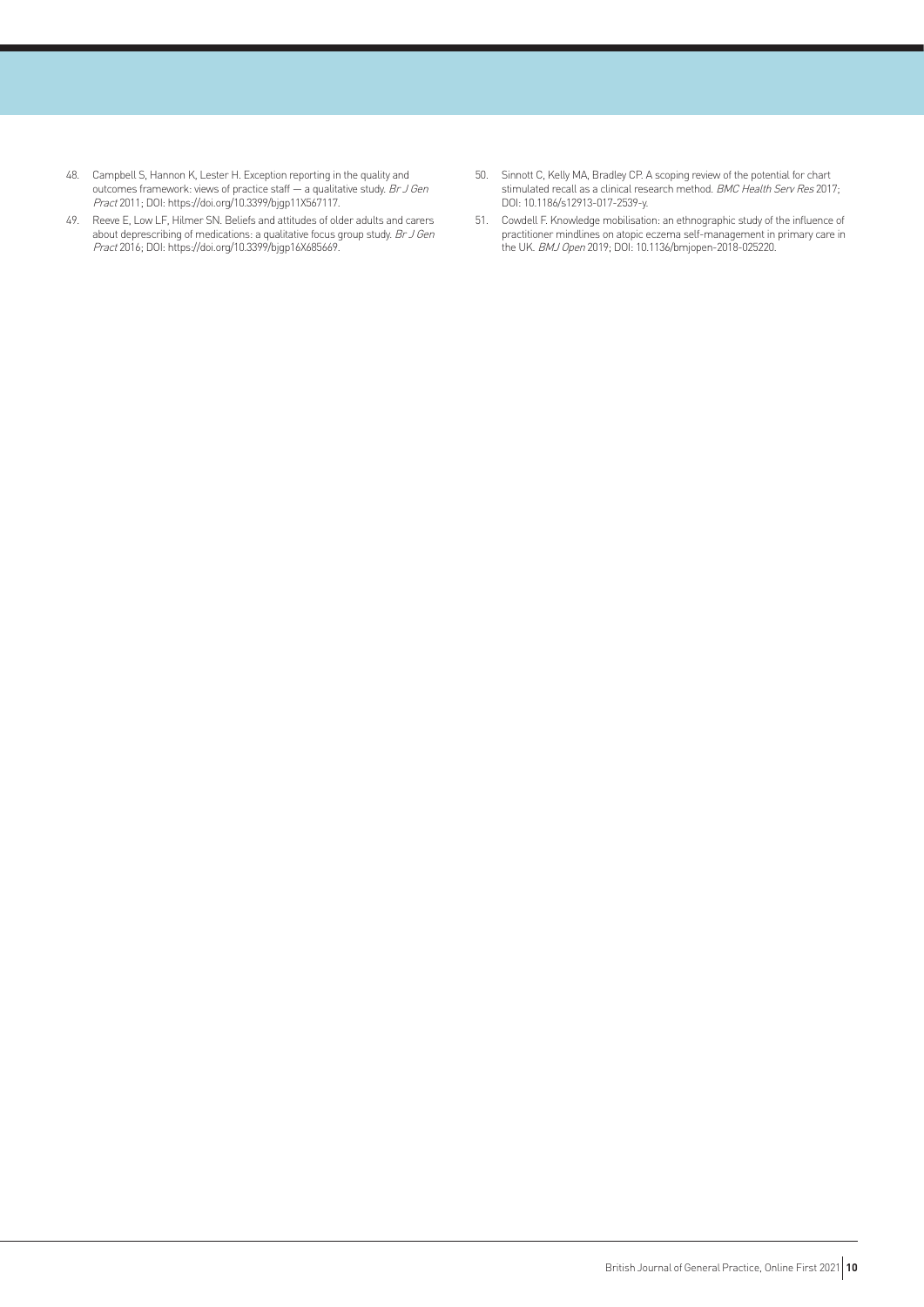48. Campbell S, Hannon K, Lester H. Exception reporting in the quality and outcomes framework: views of practice staff — a qualitative study. *Br J Gen Pract* 2011; DOI: https://doi.org/10.3399/bjgp11X567117.
49. Reeve E, Low LF, Hilmer SN. Beliefs and attitudes of older adults and carers about deprescribing of medications: a qualitative focus group study. *Br J Gen Pract* 2016; DOI: https://doi.org/10.3399/bjgp16X685669.
50. Sinnott C, Kelly MA, Bradley CP. A scoping review of the potential for chart stimulated recall as a clinical research method. *BMC Health Serv Res* 2017; DOI: 10.1186/s12913-017-2539-y.
51. Cowdell F. Knowledge mobilisation: an ethnographic study of the influence of practitioner mindlines on atopic eczema self-management in primary care in the UK. *BMJ Open* 2019; DOI: 10.1136/bmjopen-2018-025220.